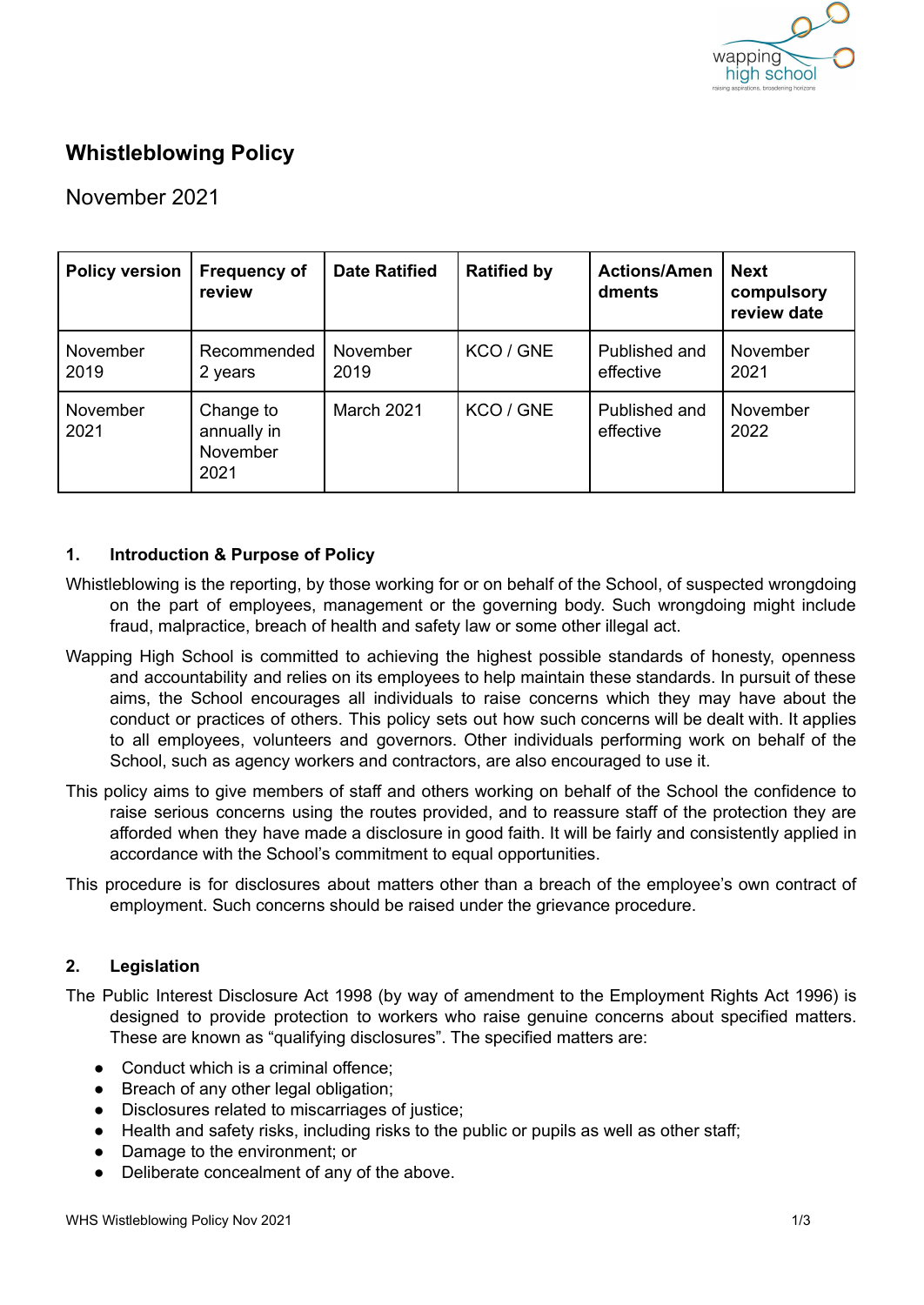# Whistleblowing Policy

November 2021

| Policy version | Frequency of review | Date Ratified | Ratified by | Actions/Amendments | Next compulsory review date |
|---|---|---|---|---|---|
| November 2019 | Recommended 2 years | November 2019 | KCO / GNE | Published and effective | November 2021 |
| November 2021 | Change to annually in November 2021 | March 2021 | KCO / GNE | Published and effective | November 2022 |

## 1. Introduction & Purpose of Policy

Whistleblowing is the reporting, by those working for or on behalf of the School, of suspected wrongdoing on the part of employees, management or the governing body. Such wrongdoing might include fraud, malpractice, breach of health and safety law or some other illegal act.

Wapping High School is committed to achieving the highest possible standards of honesty, openness and accountability and relies on its employees to help maintain these standards. In pursuit of these aims, the School encourages all individuals to raise concerns which they may have about the conduct or practices of others. This policy sets out how such concerns will be dealt with. It applies to all employees, volunteers and governors. Other individuals performing work on behalf of the School, such as agency workers and contractors, are also encouraged to use it.

This policy aims to give members of staff and others working on behalf of the School the confidence to raise serious concerns using the routes provided, and to reassure staff of the protection they are afforded when they have made a disclosure in good faith. It will be fairly and consistently applied in accordance with the School's commitment to equal opportunities.

This procedure is for disclosures about matters other than a breach of the employee's own contract of employment. Such concerns should be raised under the grievance procedure.

## 2. Legislation

The Public Interest Disclosure Act 1998 (by way of amendment to the Employment Rights Act 1996) is designed to provide protection to workers who raise genuine concerns about specified matters. These are known as "qualifying disclosures". The specified matters are:

- Conduct which is a criminal offence;
- Breach of any other legal obligation;
- Disclosures related to miscarriages of justice;
- Health and safety risks, including risks to the public or pupils as well as other staff;
- Damage to the environment; or
- Deliberate concealment of any of the above.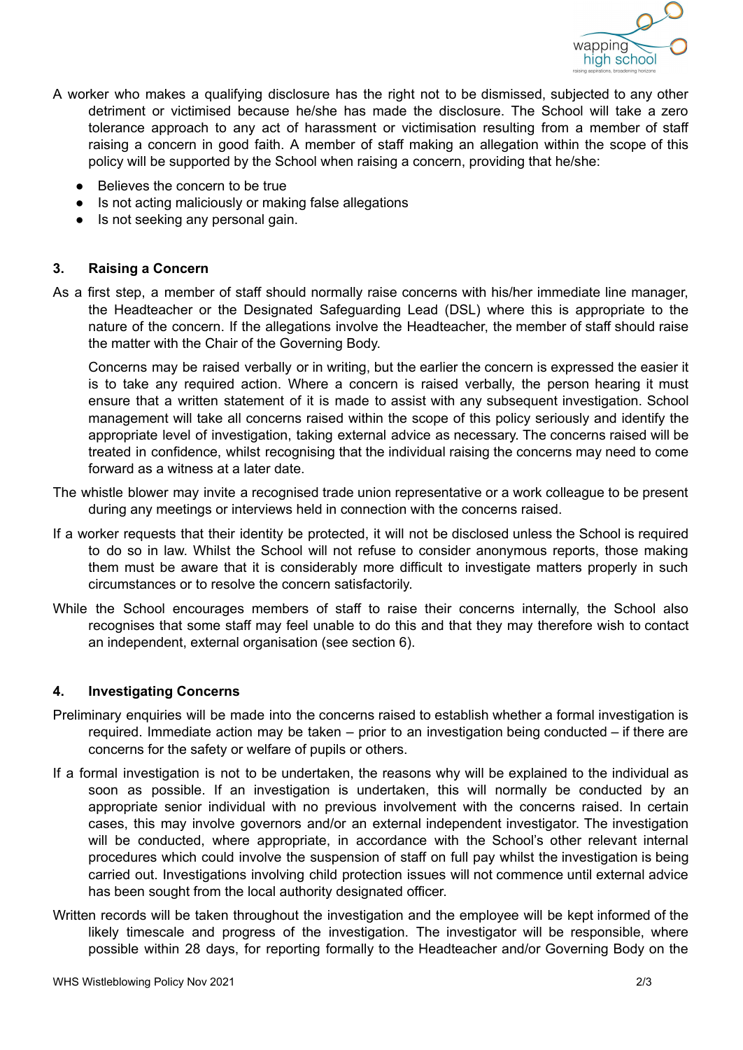A worker who makes a qualifying disclosure has the right not to be dismissed, subjected to any other detriment or victimised because he/she has made the disclosure. The School will take a zero tolerance approach to any act of harassment or victimisation resulting from a member of staff raising a concern in good faith. A member of staff making an allegation within the scope of this policy will be supported by the School when raising a concern, providing that he/she:

- Believes the concern to be true
- Is not acting maliciously or making false allegations
- Is not seeking any personal gain.

## 3. Raising a Concern

As a first step, a member of staff should normally raise concerns with his/her immediate line manager, the Headteacher or the Designated Safeguarding Lead (DSL) where this is appropriate to the nature of the concern. If the allegations involve the Headteacher, the member of staff should raise the matter with the Chair of the Governing Body.

Concerns may be raised verbally or in writing, but the earlier the concern is expressed the easier it is to take any required action. Where a concern is raised verbally, the person hearing it must ensure that a written statement of it is made to assist with any subsequent investigation. School management will take all concerns raised within the scope of this policy seriously and identify the appropriate level of investigation, taking external advice as necessary. The concerns raised will be treated in confidence, whilst recognising that the individual raising the concerns may need to come forward as a witness at a later date.

The whistle blower may invite a recognised trade union representative or a work colleague to be present during any meetings or interviews held in connection with the concerns raised.

If a worker requests that their identity be protected, it will not be disclosed unless the School is required to do so in law. Whilst the School will not refuse to consider anonymous reports, those making them must be aware that it is considerably more difficult to investigate matters properly in such circumstances or to resolve the concern satisfactorily.

While the School encourages members of staff to raise their concerns internally, the School also recognises that some staff may feel unable to do this and that they may therefore wish to contact an independent, external organisation (see section 6).

## 4. Investigating Concerns

Preliminary enquiries will be made into the concerns raised to establish whether a formal investigation is required. Immediate action may be taken – prior to an investigation being conducted – if there are concerns for the safety or welfare of pupils or others.

If a formal investigation is not to be undertaken, the reasons why will be explained to the individual as soon as possible. If an investigation is undertaken, this will normally be conducted by an appropriate senior individual with no previous involvement with the concerns raised. In certain cases, this may involve governors and/or an external independent investigator. The investigation will be conducted, where appropriate, in accordance with the School's other relevant internal procedures which could involve the suspension of staff on full pay whilst the investigation is being carried out. Investigations involving child protection issues will not commence until external advice has been sought from the local authority designated officer.

Written records will be taken throughout the investigation and the employee will be kept informed of the likely timescale and progress of the investigation. The investigator will be responsible, where possible within 28 days, for reporting formally to the Headteacher and/or Governing Body on the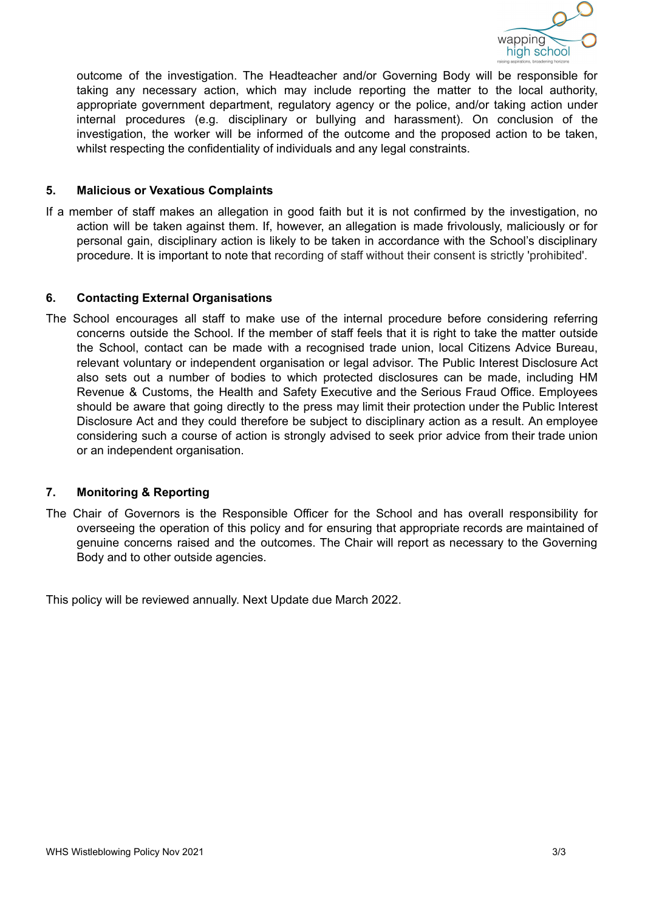outcome of the investigation. The Headteacher and/or Governing Body will be responsible for taking any necessary action, which may include reporting the matter to the local authority, appropriate government department, regulatory agency or the police, and/or taking action under internal procedures (e.g. disciplinary or bullying and harassment). On conclusion of the investigation, the worker will be informed of the outcome and the proposed action to be taken, whilst respecting the confidentiality of individuals and any legal constraints.

## 5. Malicious or Vexatious Complaints

If a member of staff makes an allegation in good faith but it is not confirmed by the investigation, no action will be taken against them. If, however, an allegation is made frivolously, maliciously or for personal gain, disciplinary action is likely to be taken in accordance with the School's disciplinary procedure. It is important to note that recording of staff without their consent is strictly 'prohibited'.

## 6. Contacting External Organisations

The School encourages all staff to make use of the internal procedure before considering referring concerns outside the School. If the member of staff feels that it is right to take the matter outside the School, contact can be made with a recognised trade union, local Citizens Advice Bureau, relevant voluntary or independent organisation or legal advisor. The Public Interest Disclosure Act also sets out a number of bodies to which protected disclosures can be made, including HM Revenue & Customs, the Health and Safety Executive and the Serious Fraud Office. Employees should be aware that going directly to the press may limit their protection under the Public Interest Disclosure Act and they could therefore be subject to disciplinary action as a result. An employee considering such a course of action is strongly advised to seek prior advice from their trade union or an independent organisation.

## 7. Monitoring & Reporting

The Chair of Governors is the Responsible Officer for the School and has overall responsibility for overseeing the operation of this policy and for ensuring that appropriate records are maintained of genuine concerns raised and the outcomes. The Chair will report as necessary to the Governing Body and to other outside agencies.

This policy will be reviewed annually. Next Update due March 2022.